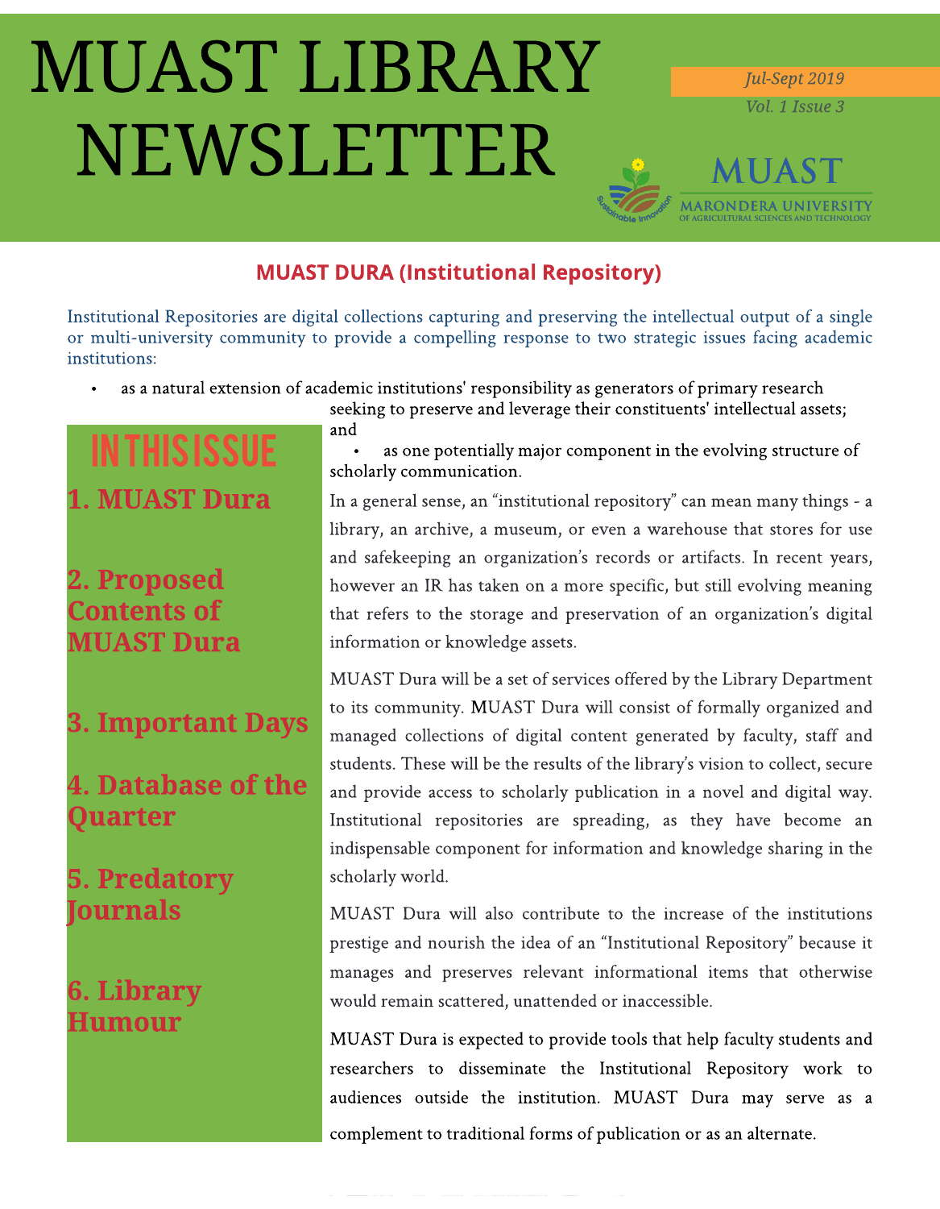# MUAST LIBRARY NEWSLETTER

*Jul-Sept 2019*

*Vol. 1 Issue 3*

MUAST

MARONDERA UNIVERSITY OF AGRICULTURAL SCIENCES AND TECHNOLOGY

## MUAST DURA (Institutional Repository)

Institutional Repositories are digital collections capturing and preserving the intellectual output of a single or multi-university community to provide a compelling response to two strategic issues facing academic institutions:

- as a natural extension of academic institutions' responsibility as generators of primary research seeking to preserve and leverage their constituents' intellectual assets; and
- as one potentially major component in the evolving structure of scholarly communication.

In a general sense, an "institutional repository" can mean many things - a library, an archive, a museum, or even a warehouse that stores for use and safekeeping an organization's records or artifacts. In recent years, however an IR has taken on a more specific, but still evolving meaning that refers to the storage and preservation of an organization's digital information or knowledge assets.

MUAST Dura will be a set of services offered by the Library Department to its community. MUAST Dura will consist of formally organized and managed collections of digital content generated by faculty, staff and students. These will be the results of the library's vision to collect, secure and provide access to scholarly publication in a novel and digital way. Institutional repositories are spreading, as they have become an indispensable component for information and knowledge sharing in the scholarly world.

MUAST Dura will also contribute to the increase of the institutions prestige and nourish the idea of an "Institutional Repository" because it manages and preserves relevant informational items that otherwise would remain scattered, unattended or inaccessible.

MUAST Dura is expected to provide tools that help faculty students and researchers to disseminate the Institutional Repository work to audiences outside the institution. MUAST Dura may serve as a complement to traditional forms of publication or as an alternate.

## IN THIS ISSUE

1. MUAST Dura
2. Proposed Contents of MUAST Dura
3. Important Days
4. Database of the Quarter
5. Predatory Journals
6. Library Humour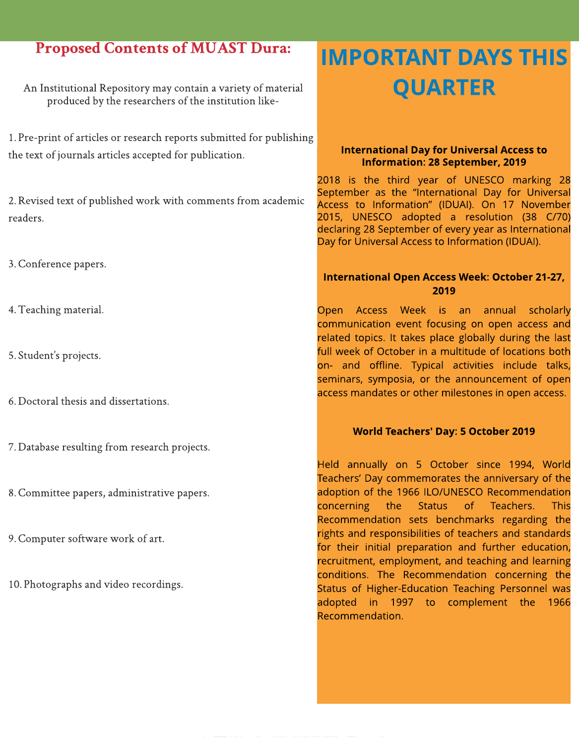## Proposed Contents of MUAST Dura:

An Institutional Repository may contain a variety of material produced by the researchers of the institution like-

1. Pre-print of articles or research reports submitted for publishing the text of journals articles accepted for publication.
2. Revised text of published work with comments from academic readers.
3. Conference papers.
4. Teaching material.
5. Student's projects.
6. Doctoral thesis and dissertations.
7. Database resulting from research projects.
8. Committee papers, administrative papers.
9. Computer software work of art.
10. Photographs and video recordings.

# IMPORTANT DAYS THIS QUARTER

**International Day for Universal Access to Information: 28 September, 2019**

2018 is the third year of UNESCO marking 28 September as the "International Day for Universal Access to Information" (IDUAI). On 17 November 2015, UNESCO adopted a resolution (38 C/70) declaring 28 September of every year as International Day for Universal Access to Information (IDUAI).

**International Open Access Week: October 21-27, 2019**

Open Access Week is an annual scholarly communication event focusing on open access and related topics. It takes place globally during the last full week of October in a multitude of locations both on- and offline. Typical activities include talks, seminars, symposia, or the announcement of open access mandates or other milestones in open access.

**World Teachers' Day: 5 October 2019**

Held annually on 5 October since 1994, World Teachers' Day commemorates the anniversary of the adoption of the 1966 ILO/UNESCO Recommendation concerning the Status of Teachers. This Recommendation sets benchmarks regarding the rights and responsibilities of teachers and standards for their initial preparation and further education, recruitment, employment, and teaching and learning conditions. The Recommendation concerning the Status of Higher-Education Teaching Personnel was adopted in 1997 to complement the 1966 Recommendation.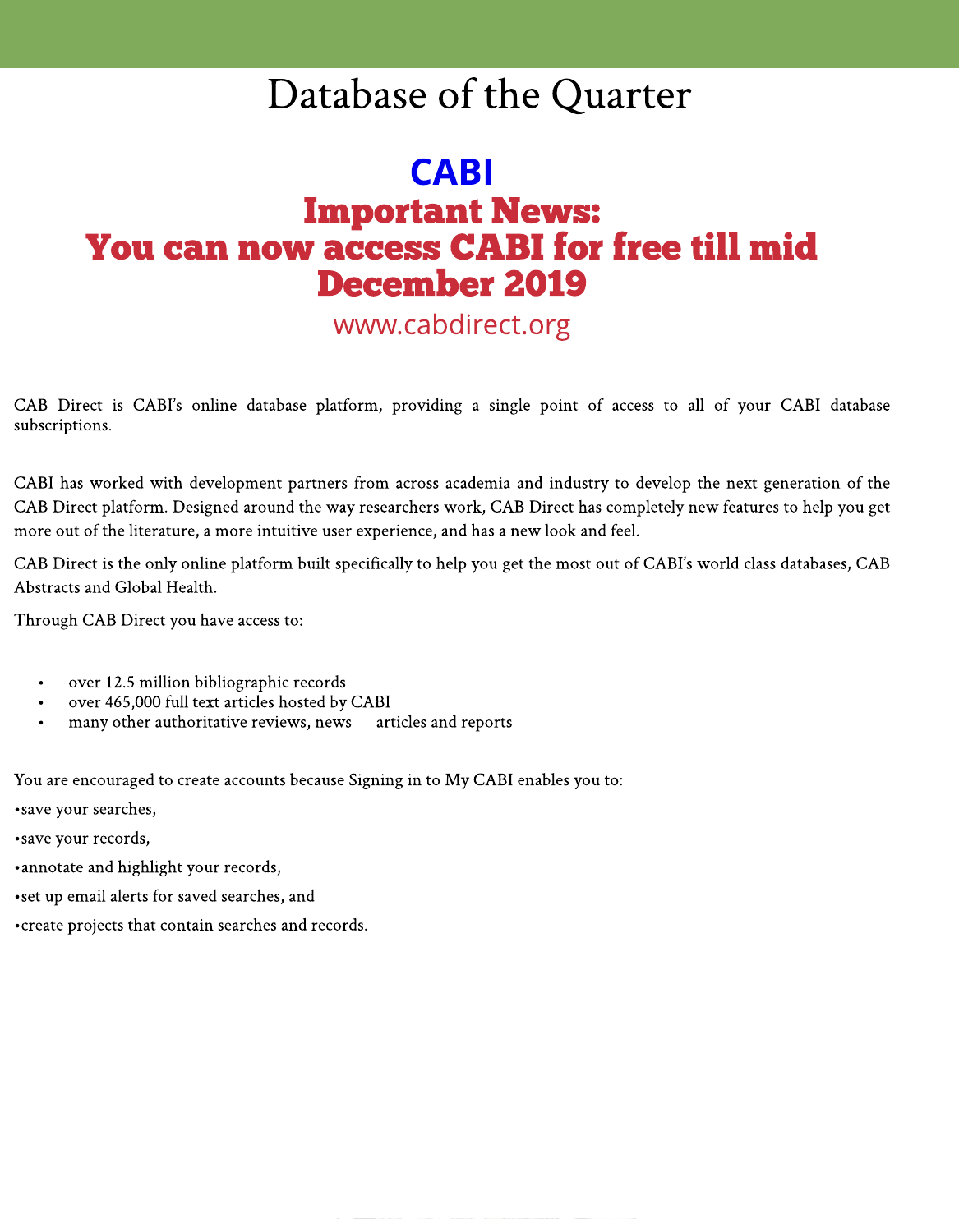# Database of the Quarter

## CABI

## Important News: You can now access CABI for free till mid December 2019

www.cabdirect.org

CAB Direct is CABI's online database platform, providing a single point of access to all of your CABI database subscriptions.

CABI has worked with development partners from across academia and industry to develop the next generation of the CAB Direct platform. Designed around the way researchers work, CAB Direct has completely new features to help you get more out of the literature, a more intuitive user experience, and has a new look and feel.

CAB Direct is the only online platform built specifically to help you get the most out of CABI's world class databases, CAB Abstracts and Global Health.

Through CAB Direct you have access to:

- over 12.5 million bibliographic records
- over 465,000 full text articles hosted by CABI
- many other authoritative reviews, news articles and reports

You are encouraged to create accounts because Signing in to My CABI enables you to:

- save your searches,
- save your records,
- annotate and highlight your records,
- set up email alerts for saved searches, and
- create projects that contain searches and records.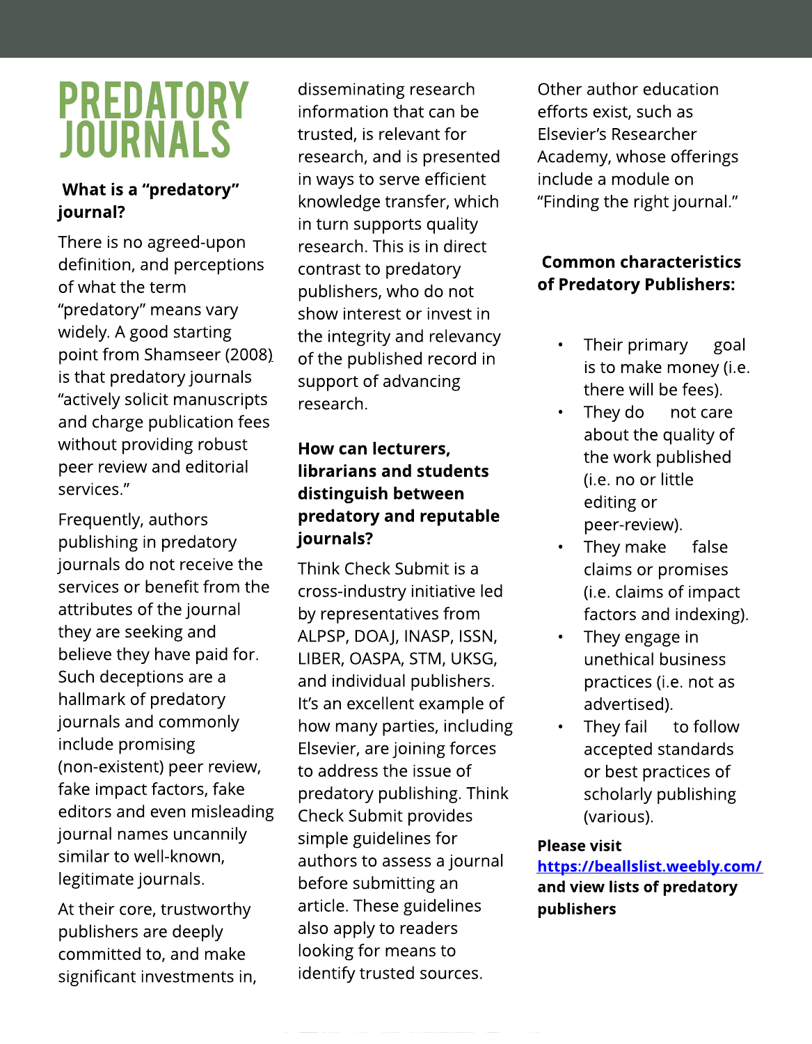# PREDATORY JOURNALS

**What is a "predatory" journal?**

There is no agreed-upon definition, and perceptions of what the term "predatory" means vary widely. A good starting point from Shamseer (2008) is that predatory journals "actively solicit manuscripts and charge publication fees without providing robust peer review and editorial services."

Frequently, authors publishing in predatory journals do not receive the services or benefit from the attributes of the journal they are seeking and believe they have paid for. Such deceptions are a hallmark of predatory journals and commonly include promising (non-existent) peer review, fake impact factors, fake editors and even misleading journal names uncannily similar to well-known, legitimate journals.

At their core, trustworthy publishers are deeply committed to, and make significant investments in, disseminating research information that can be trusted, is relevant for research, and is presented in ways to serve efficient knowledge transfer, which in turn supports quality research. This is in direct contrast to predatory publishers, who do not show interest or invest in the integrity and relevancy of the published record in support of advancing research.

**How can lecturers, librarians and students distinguish between predatory and reputable journals?**

Think Check Submit is a cross-industry initiative led by representatives from ALPSP, DOAJ, INASP, ISSN, LIBER, OASPA, STM, UKSG, and individual publishers. It's an excellent example of how many parties, including Elsevier, are joining forces to address the issue of predatory publishing. Think Check Submit provides simple guidelines for authors to assess a journal before submitting an article. These guidelines also apply to readers looking for means to identify trusted sources.

Other author education efforts exist, such as Elsevier's Researcher Academy, whose offerings include a module on "Finding the right journal."

**Common characteristics of Predatory Publishers:**

- Their primary goal is to make money (i.e. there will be fees).
- They do not care about the quality of the work published (i.e. no or little editing or peer-review).
- They make false claims or promises (i.e. claims of impact factors and indexing).
- They engage in unethical business practices (i.e. not as advertised).
- They fail to follow accepted standards or best practices of scholarly publishing (various).

**Please visit [https://beallslist.weebly.com/](https://beallslist.weebly.com/) and view lists of predatory publishers**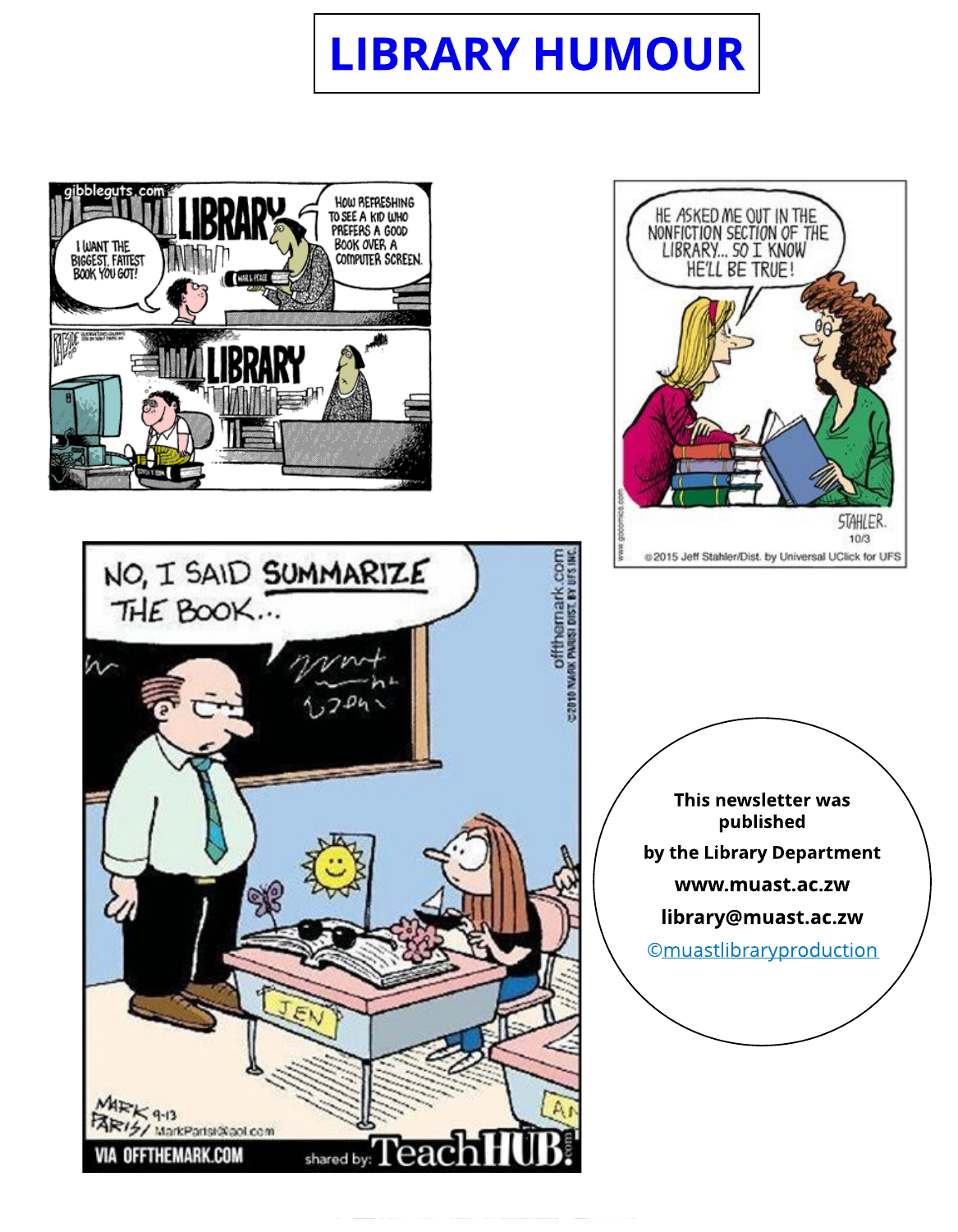# LIBRARY HUMOUR

This newsletter was published

by the Library Department

www.muast.ac.zw

library@muast.ac.zw

©muastlibraryproduction